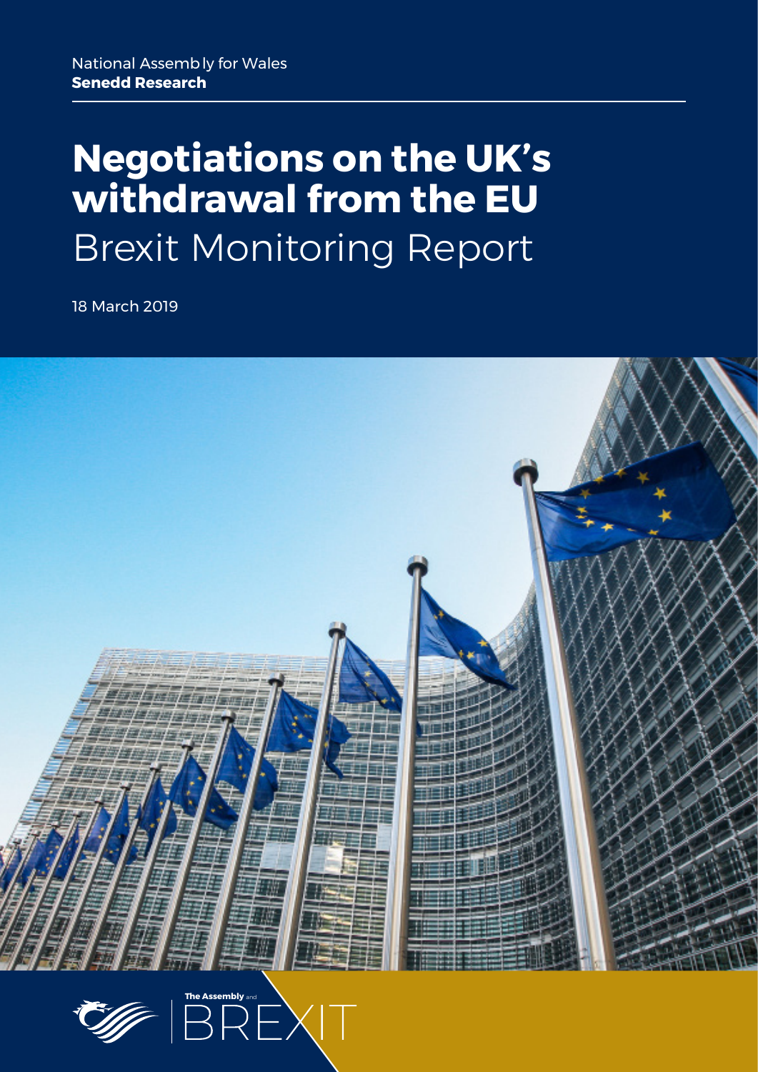National Assembly for Wales
**Senedd Research**

# Negotiations on the UK's withdrawal from the EU

## Brexit Monitoring Report

18 March 2019

The Assembly and BREXIT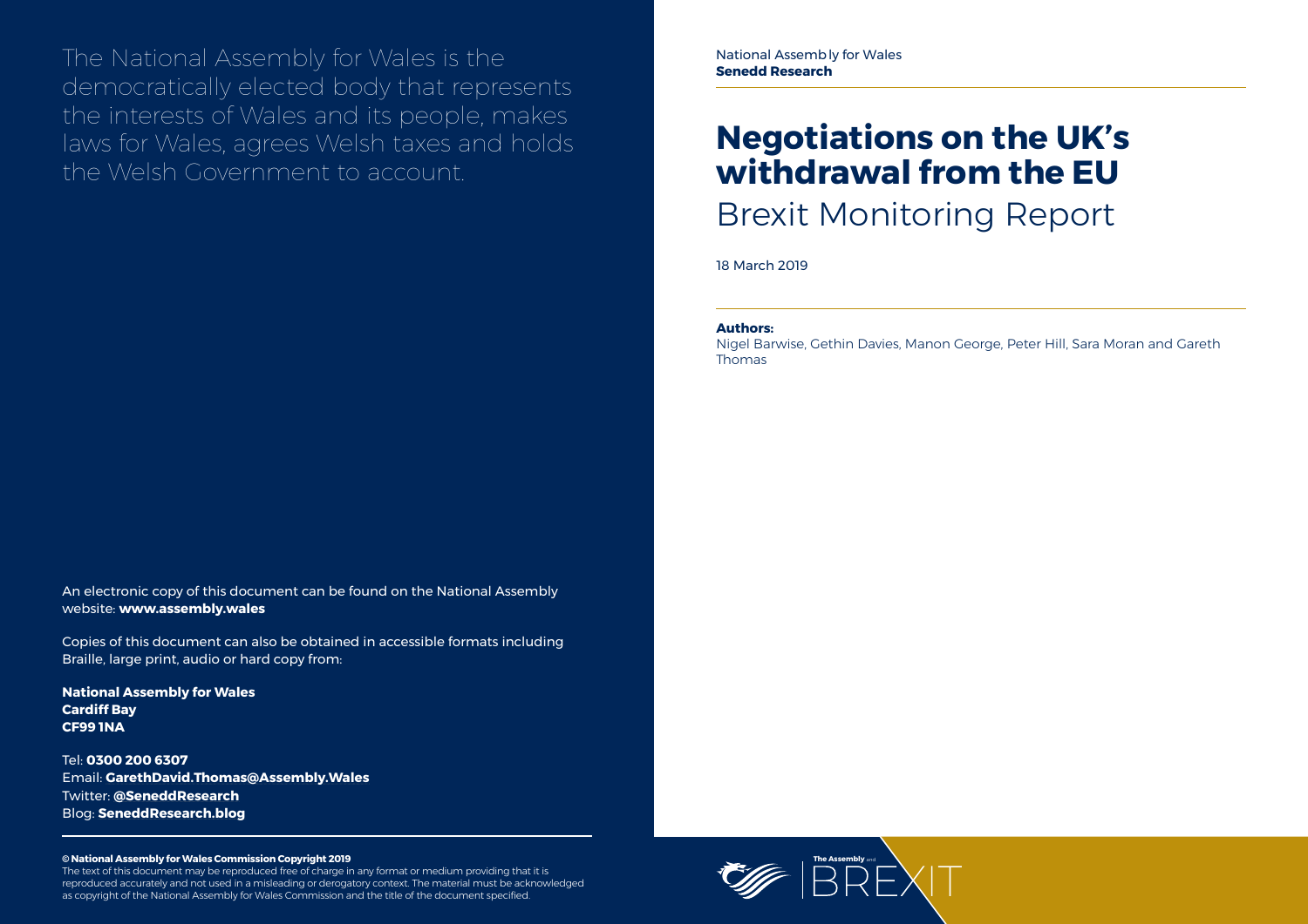The National Assembly for Wales is the democratically elected body that represents the interests of Wales and its people, makes laws for Wales, agrees Welsh taxes and holds the Welsh Government to account.

An electronic copy of this document can be found on the National Assembly website: **www.assembly.wales**

Copies of this document can also be obtained in accessible formats including Braille, large print, audio or hard copy from:

**National Assembly for Wales**
**Cardiff Bay**
**CF99 1NA**

Tel: **0300 200 6307**
Email: **GarethDavid.Thomas@Assembly.Wales**
Twitter: **@SeneddResearch**
Blog: **SeneddResearch.blog**

**© National Assembly for Wales Commission Copyright 2019**
The text of this document may be reproduced free of charge in any format or medium providing that it is reproduced accurately and not used in a misleading or derogatory context. The material must be acknowledged as copyright of the National Assembly for Wales Commission and the title of the document specified.

National Assembly for Wales
**Senedd Research**

# Negotiations on the UK's withdrawal from the EU

## Brexit Monitoring Report

18 March 2019

**Authors:**
Nigel Barwise, Gethin Davies, Manon George, Peter Hill, Sara Moran and Gareth Thomas

The Assembly and BREXIT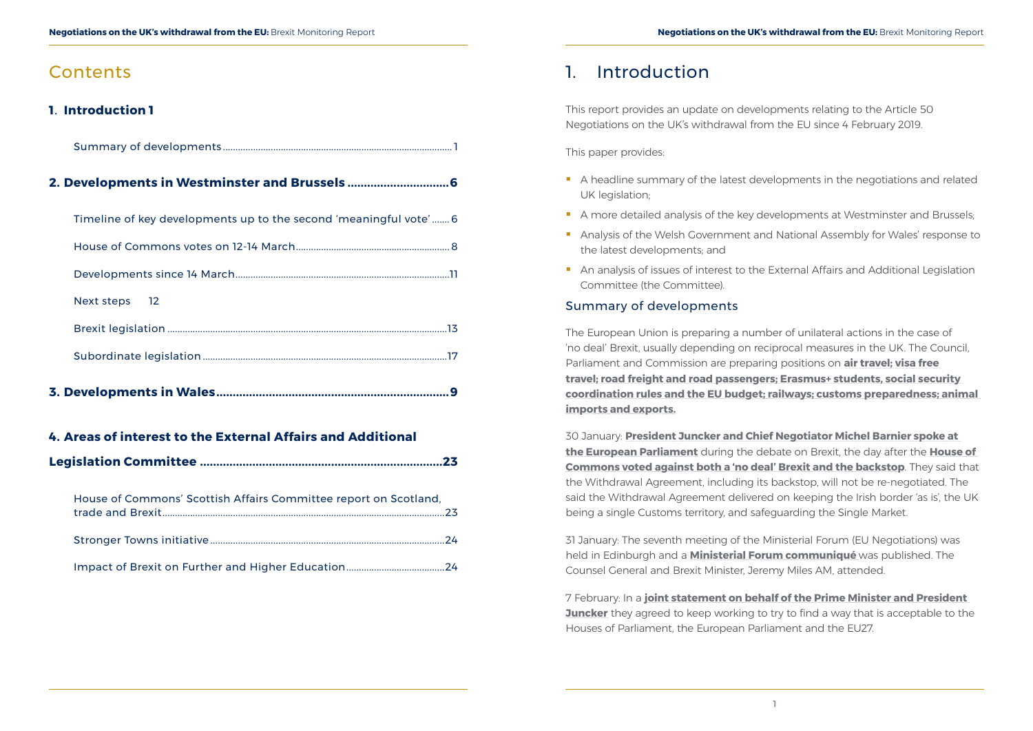# Contents

**1. Introduction 1**

Summary of developments ........................................................................................ 1

**2. Developments in Westminster and Brussels .............................. 6**

Timeline of key developments up to the second 'meaningful vote' ....... 6

House of Commons votes on 12-14 March ............................................................ 8

Developments since 14 March .................................................................................. 11

Next steps 12

Brexit legislation ............................................................................................................. 13

Subordinate legislation ................................................................................................. 17

**3. Developments in Wales ...................................................................... 9**

**4. Areas of interest to the External Affairs and Additional Legislation Committee ......................................................................... 23**

House of Commons' Scottish Affairs Committee report on Scotland, trade and Brexit ............................................................................................................. 23

Stronger Towns initiative ............................................................................................ 24

Impact of Brexit on Further and Higher Education ....................................... 24

# 1. Introduction

This report provides an update on developments relating to the Article 50 Negotiations on the UK's withdrawal from the EU since 4 February 2019.

This paper provides:

- A headline summary of the latest developments in the negotiations and related UK legislation;
- A more detailed analysis of the key developments at Westminster and Brussels;
- Analysis of the Welsh Government and National Assembly for Wales' response to the latest developments; and
- An analysis of issues of interest to the External Affairs and Additional Legislation Committee (the Committee).

## Summary of developments

The European Union is preparing a number of unilateral actions in the case of 'no deal' Brexit, usually depending on reciprocal measures in the UK. The Council, Parliament and Commission are preparing positions on **air travel; visa free travel; road freight and road passengers; Erasmus+ students, social security coordination rules and the EU budget; railways; customs preparedness; animal imports and exports.**

30 January: **President Juncker and Chief Negotiator Michel Barnier spoke at the European Parliament** during the debate on Brexit, the day after the **House of Commons voted against both a 'no deal' Brexit and the backstop**. They said that the Withdrawal Agreement, including its backstop, will not be re-negotiated. The said the Withdrawal Agreement delivered on keeping the Irish border 'as is', the UK being a single Customs territory, and safeguarding the Single Market.

31 January: The seventh meeting of the Ministerial Forum (EU Negotiations) was held in Edinburgh and a **Ministerial Forum communiqué** was published. The Counsel General and Brexit Minister, Jeremy Miles AM, attended.

7 February: In a **joint statement on behalf of the Prime Minister and President Juncker** they agreed to keep working to try to find a way that is acceptable to the Houses of Parliament, the European Parliament and the EU27.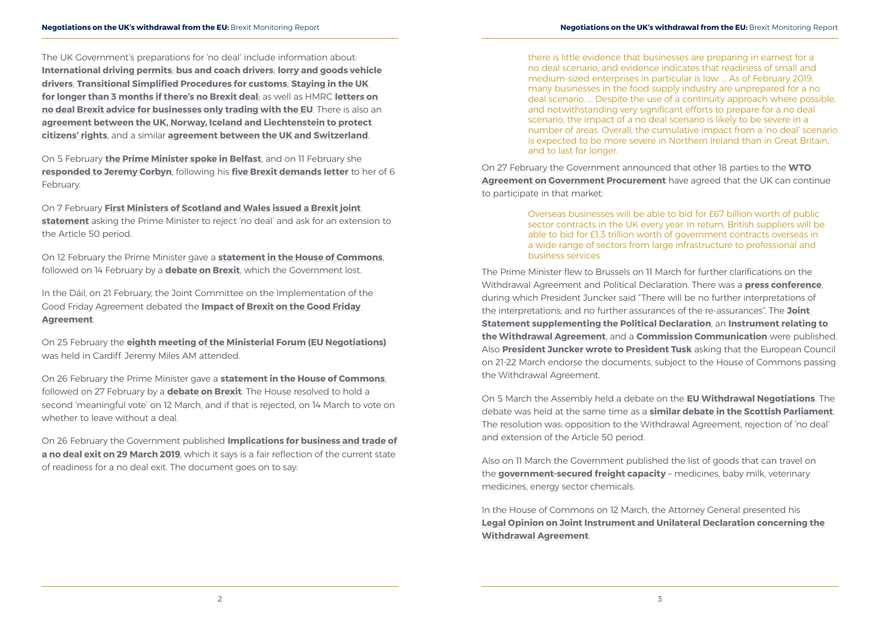The UK Government's preparations for 'no deal' include information about: **International driving permits**; **bus and coach drivers**; **lorry and goods vehicle drivers**; **Transitional Simplified Procedures for customs**; **Staying in the UK for longer than 3 months if there's no Brexit deal**; as well as HMRC **letters on no deal Brexit advice for businesses only trading with the EU**. There is also an **agreement between the UK, Norway, Iceland and Liechtenstein to protect citizens' rights**, and a similar **agreement between the UK and Switzerland**.

On 5 February **the Prime Minister spoke in Belfast**, and on 11 February she **responded to Jeremy Corbyn**, following his **five Brexit demands letter** to her of 6 February.

On 7 February **First Ministers of Scotland and Wales issued a Brexit joint statement** asking the Prime Minister to reject 'no deal' and ask for an extension to the Article 50 period.

On 12 February the Prime Minister gave a **statement in the House of Commons**, followed on 14 February by a **debate on Brexit**, which the Government lost.

In the Dáil, on 21 February, the Joint Committee on the Implementation of the Good Friday Agreement debated the **Impact of Brexit on the Good Friday Agreement**.

On 25 February the **eighth meeting of the Ministerial Forum (EU Negotiations)** was held in Cardiff. Jeremy Miles AM attended.

On 26 February the Prime Minister gave a **statement in the House of Commons**, followed on 27 February by a **debate on Brexit**. The House resolved to hold a second 'meaningful vote' on 12 March, and if that is rejected, on 14 March to vote on whether to leave without a deal.

On 26 February the Government published **Implications for business and trade of a no deal exit on 29 March 2019**, which it says is a fair reflection of the current state of readiness for a no deal exit. The document goes on to say:

> there is little evidence that businesses are preparing in earnest for a no deal scenario, and evidence indicates that readiness of small and medium-sized enterprises in particular is low. … As of February 2019, many businesses in the food supply industry are unprepared for a no deal scenario. … Despite the use of a continuity approach where possible, and notwithstanding very significant efforts to prepare for a no deal scenario, the impact of a no deal scenario is likely to be severe in a number of areas. Overall, the cumulative impact from a 'no deal' scenario is expected to be more severe in Northern Ireland than in Great Britain, and to last for longer.

On 27 February the Government announced that other 18 parties to the **WTO Agreement on Government Procurement** have agreed that the UK can continue to participate in that market:

> Overseas businesses will be able to bid for £67 billion worth of public sector contracts in the UK every year. In return, British suppliers will be able to bid for £1.3 trillion worth of government contracts overseas in a wide range of sectors from large infrastructure to professional and business services

The Prime Minister flew to Brussels on 11 March for further clarifications on the Withdrawal Agreement and Political Declaration. There was a **press conference**, during which President Juncker said "There will be no further interpretations of the interpretations; and no further assurances of the re-assurances". The **Joint Statement supplementing the Political Declaration**, an **Instrument relating to the Withdrawal Agreement**, and a **Commission Communication** were published. Also **President Juncker wrote to President Tusk** asking that the European Council on 21-22 March endorse the documents, subject to the House of Commons passing the Withdrawal Agreement.

On 5 March the Assembly held a debate on the **EU Withdrawal Negotiations**. The debate was held at the same time as a **similar debate in the Scottish Parliament**. The resolution was: opposition to the Withdrawal Agreement, rejection of 'no deal' and extension of the Article 50 period.

Also on 11 March the Government published the list of goods that can travel on the **government-secured freight capacity** – medicines, baby milk, veterinary medicines, energy sector chemicals.

In the House of Commons on 12 March, the Attorney General presented his **Legal Opinion on Joint Instrument and Unilateral Declaration concerning the Withdrawal Agreement**.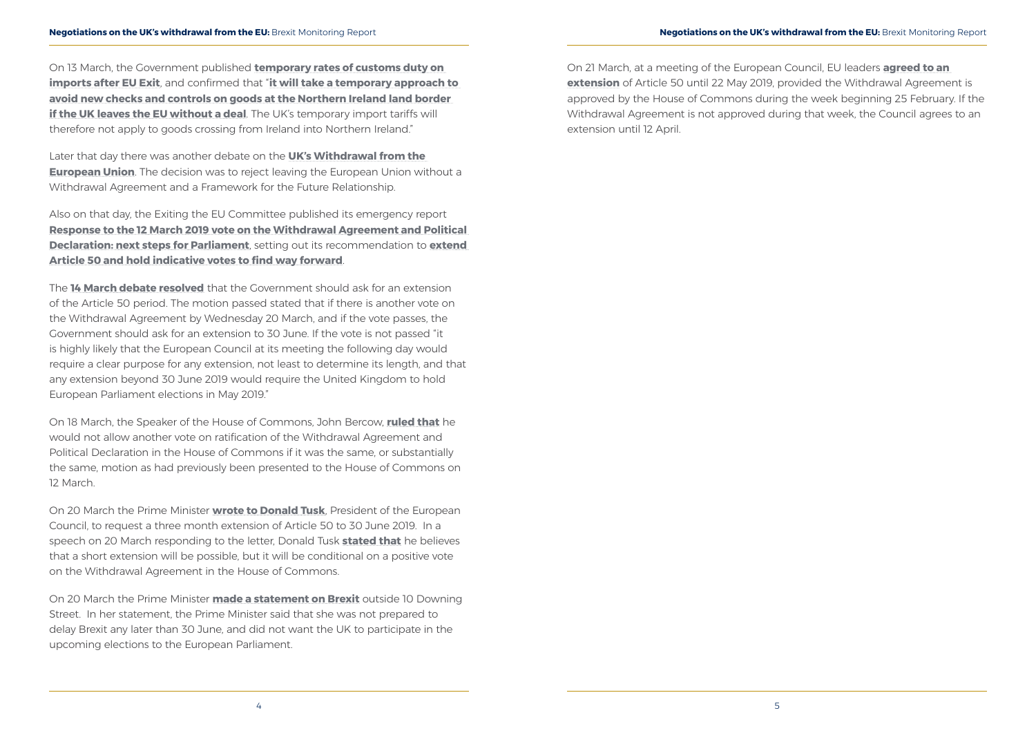On 13 March, the Government published **temporary rates of customs duty on imports after EU Exit**, and confirmed that "**it will take a temporary approach to avoid new checks and controls on goods at the Northern Ireland land border if the UK leaves the EU without a deal**. The UK's temporary import tariffs will therefore not apply to goods crossing from Ireland into Northern Ireland."

Later that day there was another debate on the **UK's Withdrawal from the European Union**. The decision was to reject leaving the European Union without a Withdrawal Agreement and a Framework for the Future Relationship.

Also on that day, the Exiting the EU Committee published its emergency report **Response to the 12 March 2019 vote on the Withdrawal Agreement and Political Declaration: next steps for Parliament**, setting out its recommendation to **extend Article 50 and hold indicative votes to find way forward**.

The **14 March debate resolved** that the Government should ask for an extension of the Article 50 period. The motion passed stated that if there is another vote on the Withdrawal Agreement by Wednesday 20 March, and if the vote passes, the Government should ask for an extension to 30 June. If the vote is not passed "it is highly likely that the European Council at its meeting the following day would require a clear purpose for any extension, not least to determine its length, and that any extension beyond 30 June 2019 would require the United Kingdom to hold European Parliament elections in May 2019."

On 18 March, the Speaker of the House of Commons, John Bercow, **ruled that** he would not allow another vote on ratification of the Withdrawal Agreement and Political Declaration in the House of Commons if it was the same, or substantially the same, motion as had previously been presented to the House of Commons on 12 March.

On 20 March the Prime Minister **wrote to Donald Tusk**, President of the European Council, to request a three month extension of Article 50 to 30 June 2019. In a speech on 20 March responding to the letter, Donald Tusk **stated that** he believes that a short extension will be possible, but it will be conditional on a positive vote on the Withdrawal Agreement in the House of Commons.

On 20 March the Prime Minister **made a statement on Brexit** outside 10 Downing Street. In her statement, the Prime Minister said that she was not prepared to delay Brexit any later than 30 June, and did not want the UK to participate in the upcoming elections to the European Parliament.

On 21 March, at a meeting of the European Council, EU leaders **agreed to an extension** of Article 50 until 22 May 2019, provided the Withdrawal Agreement is approved by the House of Commons during the week beginning 25 February. If the Withdrawal Agreement is not approved during that week, the Council agrees to an extension until 12 April.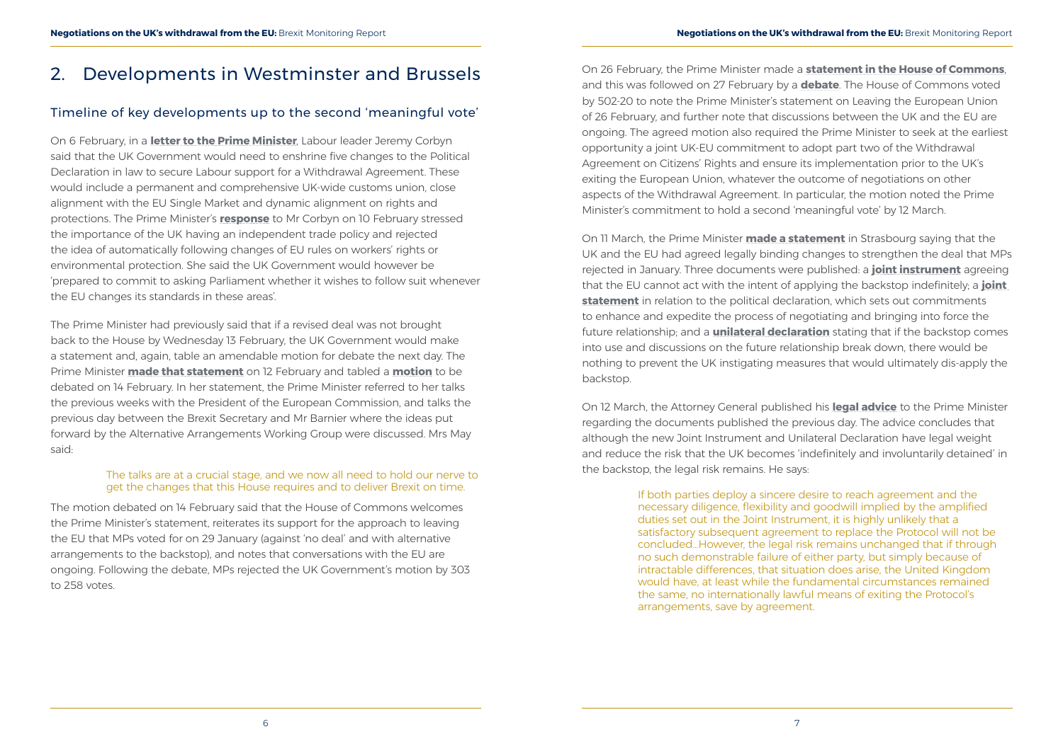## 2. Developments in Westminster and Brussels

### Timeline of key developments up to the second 'meaningful vote'

On 6 February, in a **letter to the Prime Minister**, Labour leader Jeremy Corbyn said that the UK Government would need to enshrine five changes to the Political Declaration in law to secure Labour support for a Withdrawal Agreement. These would include a permanent and comprehensive UK-wide customs union, close alignment with the EU Single Market and dynamic alignment on rights and protections. The Prime Minister's **response** to Mr Corbyn on 10 February stressed the importance of the UK having an independent trade policy and rejected the idea of automatically following changes of EU rules on workers' rights or environmental protection. She said the UK Government would however be 'prepared to commit to asking Parliament whether it wishes to follow suit whenever the EU changes its standards in these areas'.

The Prime Minister had previously said that if a revised deal was not brought back to the House by Wednesday 13 February, the UK Government would make a statement and, again, table an amendable motion for debate the next day. The Prime Minister **made that statement** on 12 February and tabled a **motion** to be debated on 14 February. In her statement, the Prime Minister referred to her talks the previous weeks with the President of the European Commission, and talks the previous day between the Brexit Secretary and Mr Barnier where the ideas put forward by the Alternative Arrangements Working Group were discussed. Mrs May said:

> The talks are at a crucial stage, and we now all need to hold our nerve to get the changes that this House requires and to deliver Brexit on time.

The motion debated on 14 February said that the House of Commons welcomes the Prime Minister's statement, reiterates its support for the approach to leaving the EU that MPs voted for on 29 January (against 'no deal' and with alternative arrangements to the backstop), and notes that conversations with the EU are ongoing. Following the debate, MPs rejected the UK Government's motion by 303 to 258 votes.

On 26 February, the Prime Minister made a **statement in the House of Commons**, and this was followed on 27 February by a **debate**. The House of Commons voted by 502-20 to note the Prime Minister's statement on Leaving the European Union of 26 February, and further note that discussions between the UK and the EU are ongoing. The agreed motion also required the Prime Minister to seek at the earliest opportunity a joint UK-EU commitment to adopt part two of the Withdrawal Agreement on Citizens' Rights and ensure its implementation prior to the UK's exiting the European Union, whatever the outcome of negotiations on other aspects of the Withdrawal Agreement. In particular, the motion noted the Prime Minister's commitment to hold a second 'meaningful vote' by 12 March.

On 11 March, the Prime Minister **made a statement** in Strasbourg saying that the UK and the EU had agreed legally binding changes to strengthen the deal that MPs rejected in January. Three documents were published: a **joint instrument** agreeing that the EU cannot act with the intent of applying the backstop indefinitely; a **joint statement** in relation to the political declaration, which sets out commitments to enhance and expedite the process of negotiating and bringing into force the future relationship; and a **unilateral declaration** stating that if the backstop comes into use and discussions on the future relationship break down, there would be nothing to prevent the UK instigating measures that would ultimately dis-apply the backstop.

On 12 March, the Attorney General published his **legal advice** to the Prime Minister regarding the documents published the previous day. The advice concludes that although the new Joint Instrument and Unilateral Declaration have legal weight and reduce the risk that the UK becomes 'indefinitely and involuntarily detained' in the backstop, the legal risk remains. He says:

> If both parties deploy a sincere desire to reach agreement and the necessary diligence, flexibility and goodwill implied by the amplified duties set out in the Joint Instrument, it is highly unlikely that a satisfactory subsequent agreement to replace the Protocol will not be concluded…However, the legal risk remains unchanged that if through no such demonstrable failure of either party, but simply because of intractable differences, that situation does arise, the United Kingdom would have, at least while the fundamental circumstances remained the same, no internationally lawful means of exiting the Protocol's arrangements, save by agreement.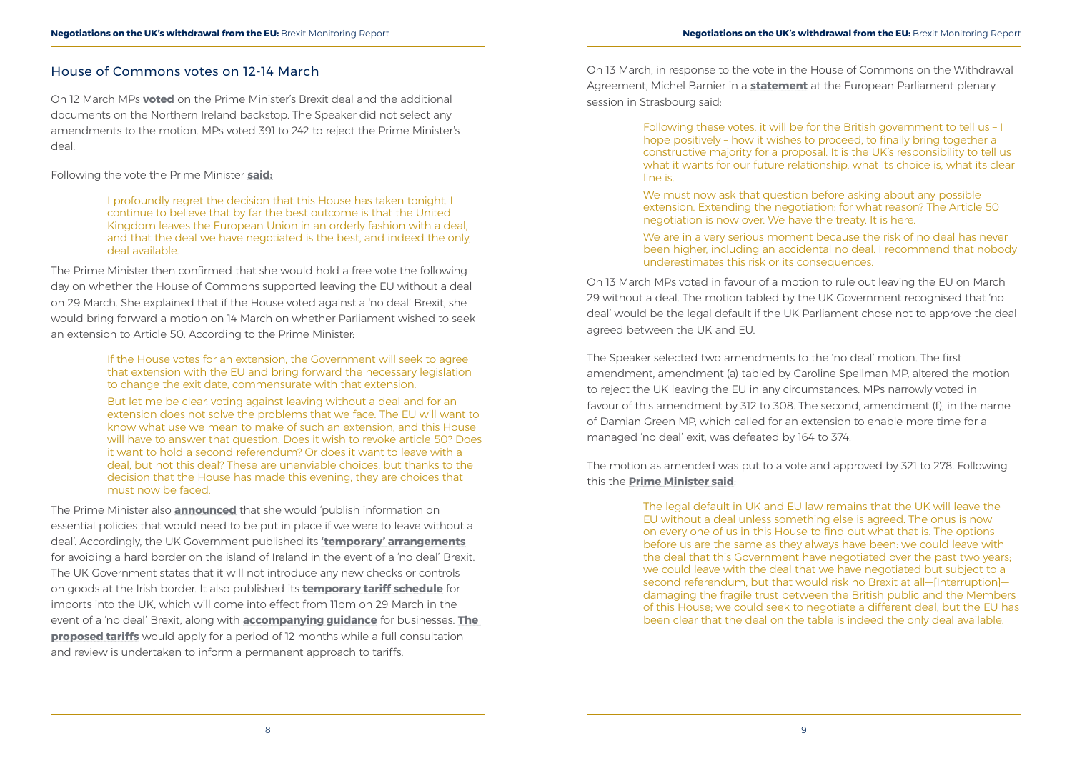## House of Commons votes on 12-14 March

On 12 March MPs **voted** on the Prime Minister's Brexit deal and the additional documents on the Northern Ireland backstop. The Speaker did not select any amendments to the motion. MPs voted 391 to 242 to reject the Prime Minister's deal.

Following the vote the Prime Minister **said:**

> I profoundly regret the decision that this House has taken tonight. I continue to believe that by far the best outcome is that the United Kingdom leaves the European Union in an orderly fashion with a deal, and that the deal we have negotiated is the best, and indeed the only, deal available.

The Prime Minister then confirmed that she would hold a free vote the following day on whether the House of Commons supported leaving the EU without a deal on 29 March. She explained that if the House voted against a 'no deal' Brexit, she would bring forward a motion on 14 March on whether Parliament wished to seek an extension to Article 50. According to the Prime Minister:

> If the House votes for an extension, the Government will seek to agree that extension with the EU and bring forward the necessary legislation to change the exit date, commensurate with that extension.
>
> But let me be clear: voting against leaving without a deal and for an extension does not solve the problems that we face. The EU will want to know what use we mean to make of such an extension, and this House will have to answer that question. Does it wish to revoke article 50? Does it want to hold a second referendum? Or does it want to leave with a deal, but not this deal? These are unenviable choices, but thanks to the decision that the House has made this evening, they are choices that must now be faced.

The Prime Minister also **announced** that she would 'publish information on essential policies that would need to be put in place if we were to leave without a deal'. Accordingly, the UK Government published its **'temporary' arrangements** for avoiding a hard border on the island of Ireland in the event of a 'no deal' Brexit. The UK Government states that it will not introduce any new checks or controls on goods at the Irish border. It also published its **temporary tariff schedule** for imports into the UK, which will come into effect from 11pm on 29 March in the event of a 'no deal' Brexit, along with **accompanying guidance** for businesses. **The proposed tariffs** would apply for a period of 12 months while a full consultation and review is undertaken to inform a permanent approach to tariffs.

On 13 March, in response to the vote in the House of Commons on the Withdrawal Agreement, Michel Barnier in a **statement** at the European Parliament plenary session in Strasbourg said:

> Following these votes, it will be for the British government to tell us – I hope positively – how it wishes to proceed, to finally bring together a constructive majority for a proposal. It is the UK's responsibility to tell us what it wants for our future relationship, what its choice is, what its clear line is.
>
> We must now ask that question before asking about any possible extension. Extending the negotiation: for what reason? The Article 50 negotiation is now over. We have the treaty. It is here.
>
> We are in a very serious moment because the risk of no deal has never been higher, including an accidental no deal. I recommend that nobody underestimates this risk or its consequences.

On 13 March MPs voted in favour of a motion to rule out leaving the EU on March 29 without a deal. The motion tabled by the UK Government recognised that 'no deal' would be the legal default if the UK Parliament chose not to approve the deal agreed between the UK and EU.

The Speaker selected two amendments to the 'no deal' motion. The first amendment, amendment (a) tabled by Caroline Spellman MP, altered the motion to reject the UK leaving the EU in any circumstances. MPs narrowly voted in favour of this amendment by 312 to 308. The second, amendment (f), in the name of Damian Green MP, which called for an extension to enable more time for a managed 'no deal' exit, was defeated by 164 to 374.

The motion as amended was put to a vote and approved by 321 to 278. Following this the **Prime Minister said**:

> The legal default in UK and EU law remains that the UK will leave the EU without a deal unless something else is agreed. The onus is now on every one of us in this House to find out what that is. The options before us are the same as they always have been: we could leave with the deal that this Government have negotiated over the past two years; we could leave with the deal that we have negotiated but subject to a second referendum, but that would risk no Brexit at all—[Interruption]—damaging the fragile trust between the British public and the Members of this House; we could seek to negotiate a different deal, but the EU has been clear that the deal on the table is indeed the only deal available.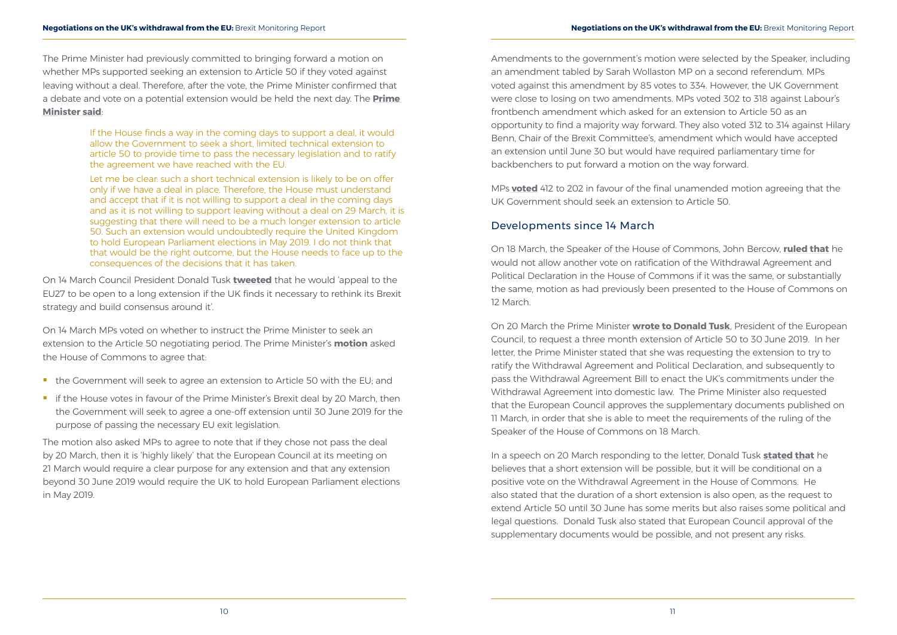The Prime Minister had previously committed to bringing forward a motion on whether MPs supported seeking an extension to Article 50 if they voted against leaving without a deal. Therefore, after the vote, the Prime Minister confirmed that a debate and vote on a potential extension would be held the next day. The **Prime Minister said**:

> If the House finds a way in the coming days to support a deal, it would allow the Government to seek a short, limited technical extension to article 50 to provide time to pass the necessary legislation and to ratify the agreement we have reached with the EU.
>
> Let me be clear: such a short technical extension is likely to be on offer only if we have a deal in place. Therefore, the House must understand and accept that if it is not willing to support a deal in the coming days and as it is not willing to support leaving without a deal on 29 March, it is suggesting that there will need to be a much longer extension to article 50. Such an extension would undoubtedly require the United Kingdom to hold European Parliament elections in May 2019. I do not think that that would be the right outcome, but the House needs to face up to the consequences of the decisions that it has taken.

On 14 March Council President Donald Tusk **tweeted** that he would 'appeal to the EU27 to be open to a long extension if the UK finds it necessary to rethink its Brexit strategy and build consensus around it'.

On 14 March MPs voted on whether to instruct the Prime Minister to seek an extension to the Article 50 negotiating period. The Prime Minister's **motion** asked the House of Commons to agree that:

- the Government will seek to agree an extension to Article 50 with the EU; and
- if the House votes in favour of the Prime Minister's Brexit deal by 20 March, then the Government will seek to agree a one-off extension until 30 June 2019 for the purpose of passing the necessary EU exit legislation.

The motion also asked MPs to agree to note that if they chose not pass the deal by 20 March, then it is 'highly likely' that the European Council at its meeting on 21 March would require a clear purpose for any extension and that any extension beyond 30 June 2019 would require the UK to hold European Parliament elections in May 2019.

Amendments to the government's motion were selected by the Speaker, including an amendment tabled by Sarah Wollaston MP on a second referendum. MPs voted against this amendment by 85 votes to 334. However, the UK Government were close to losing on two amendments. MPs voted 302 to 318 against Labour's frontbench amendment which asked for an extension to Article 50 as an opportunity to find a majority way forward. They also voted 312 to 314 against Hilary Benn, Chair of the Brexit Committee's, amendment which would have accepted an extension until June 30 but would have required parliamentary time for backbenchers to put forward a motion on the way forward.

MPs **voted** 412 to 202 in favour of the final unamended motion agreeing that the UK Government should seek an extension to Article 50.

## Developments since 14 March

On 18 March, the Speaker of the House of Commons, John Bercow, **ruled that** he would not allow another vote on ratification of the Withdrawal Agreement and Political Declaration in the House of Commons if it was the same, or substantially the same, motion as had previously been presented to the House of Commons on 12 March.

On 20 March the Prime Minister **wrote to Donald Tusk**, President of the European Council, to request a three month extension of Article 50 to 30 June 2019. In her letter, the Prime Minister stated that she was requesting the extension to try to ratify the Withdrawal Agreement and Political Declaration, and subsequently to pass the Withdrawal Agreement Bill to enact the UK's commitments under the Withdrawal Agreement into domestic law. The Prime Minister also requested that the European Council approves the supplementary documents published on 11 March, in order that she is able to meet the requirements of the ruling of the Speaker of the House of Commons on 18 March.

In a speech on 20 March responding to the letter, Donald Tusk **stated that** he believes that a short extension will be possible, but it will be conditional on a positive vote on the Withdrawal Agreement in the House of Commons. He also stated that the duration of a short extension is also open, as the request to extend Article 50 until 30 June has some merits but also raises some political and legal questions. Donald Tusk also stated that European Council approval of the supplementary documents would be possible, and not present any risks.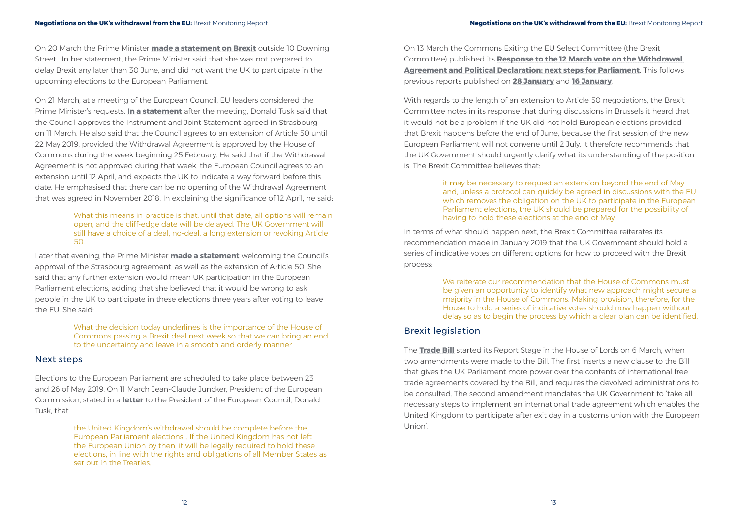On 20 March the Prime Minister **made a statement on Brexit** outside 10 Downing Street. In her statement, the Prime Minister said that she was not prepared to delay Brexit any later than 30 June, and did not want the UK to participate in the upcoming elections to the European Parliament.

On 21 March, at a meeting of the European Council, EU leaders considered the Prime Minister's requests. **In a statement** after the meeting, Donald Tusk said that the Council approves the Instrument and Joint Statement agreed in Strasbourg on 11 March. He also said that the Council agrees to an extension of Article 50 until 22 May 2019, provided the Withdrawal Agreement is approved by the House of Commons during the week beginning 25 February. He said that if the Withdrawal Agreement is not approved during that week, the European Council agrees to an extension until 12 April, and expects the UK to indicate a way forward before this date. He emphasised that there can be no opening of the Withdrawal Agreement that was agreed in November 2018. In explaining the significance of 12 April, he said:

> What this means in practice is that, until that date, all options will remain open, and the cliff-edge date will be delayed. The UK Government will still have a choice of a deal, no-deal, a long extension or revoking Article 50.

Later that evening, the Prime Minister **made a statement** welcoming the Council's approval of the Strasbourg agreement, as well as the extension of Article 50. She said that any further extension would mean UK participation in the European Parliament elections, adding that she believed that it would be wrong to ask people in the UK to participate in these elections three years after voting to leave the EU. She said:

> What the decision today underlines is the importance of the House of Commons passing a Brexit deal next week so that we can bring an end to the uncertainty and leave in a smooth and orderly manner.

## Next steps

Elections to the European Parliament are scheduled to take place between 23 and 26 of May 2019. On 11 March Jean-Claude Juncker, President of the European Commission, stated in a **letter** to the President of the European Council, Donald Tusk, that

> the United Kingdom's withdrawal should be complete before the European Parliament elections… If the United Kingdom has not left the European Union by then, it will be legally required to hold these elections, in line with the rights and obligations of all Member States as set out in the Treaties.

On 13 March the Commons Exiting the EU Select Committee (the Brexit Committee) published its **Response to the 12 March vote on the Withdrawal Agreement and Political Declaration: next steps for Parliament**. This follows previous reports published on **28 January** and **16 January**.

With regards to the length of an extension to Article 50 negotiations, the Brexit Committee notes in its response that during discussions in Brussels it heard that it would not be a problem if the UK did not hold European elections provided that Brexit happens before the end of June, because the first session of the new European Parliament will not convene until 2 July. It therefore recommends that the UK Government should urgently clarify what its understanding of the position is. The Brexit Committee believes that:

> it may be necessary to request an extension beyond the end of May and, unless a protocol can quickly be agreed in discussions with the EU which removes the obligation on the UK to participate in the European Parliament elections, the UK should be prepared for the possibility of having to hold these elections at the end of May.

In terms of what should happen next, the Brexit Committee reiterates its recommendation made in January 2019 that the UK Government should hold a series of indicative votes on different options for how to proceed with the Brexit process:

> We reiterate our recommendation that the House of Commons must be given an opportunity to identify what new approach might secure a majority in the House of Commons. Making provision, therefore, for the House to hold a series of indicative votes should now happen without delay so as to begin the process by which a clear plan can be identified.

## Brexit legislation

The **Trade Bill** started its Report Stage in the House of Lords on 6 March, when two amendments were made to the Bill. The first inserts a new clause to the Bill that gives the UK Parliament more power over the contents of international free trade agreements covered by the Bill, and requires the devolved administrations to be consulted. The second amendment mandates the UK Government to 'take all necessary steps to implement an international trade agreement which enables the United Kingdom to participate after exit day in a customs union with the European Union'.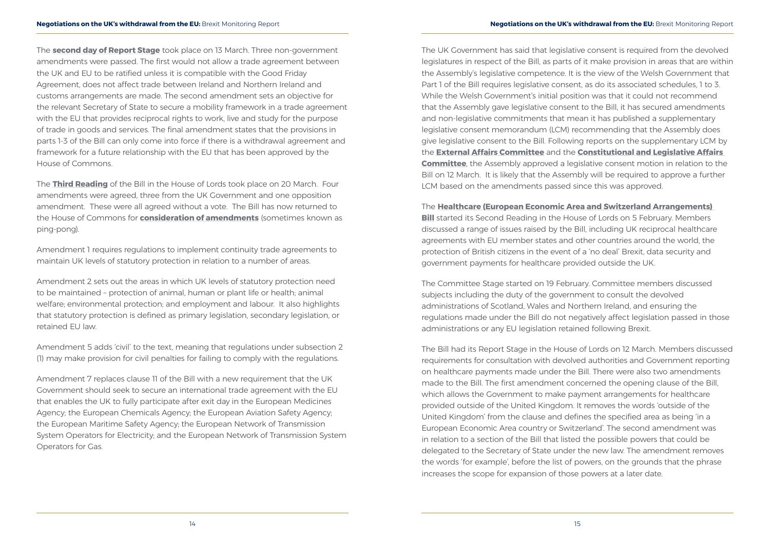The **second day of Report Stage** took place on 13 March. Three non-government amendments were passed. The first would not allow a trade agreement between the UK and EU to be ratified unless it is compatible with the Good Friday Agreement, does not affect trade between Ireland and Northern Ireland and customs arrangements are made. The second amendment sets an objective for the relevant Secretary of State to secure a mobility framework in a trade agreement with the EU that provides reciprocal rights to work, live and study for the purpose of trade in goods and services. The final amendment states that the provisions in parts 1-3 of the Bill can only come into force if there is a withdrawal agreement and framework for a future relationship with the EU that has been approved by the House of Commons.

The **Third Reading** of the Bill in the House of Lords took place on 20 March. Four amendments were agreed, three from the UK Government and one opposition amendment. These were all agreed without a vote. The Bill has now returned to the House of Commons for **consideration of amendments** (sometimes known as ping-pong).

Amendment 1 requires regulations to implement continuity trade agreements to maintain UK levels of statutory protection in relation to a number of areas.

Amendment 2 sets out the areas in which UK levels of statutory protection need to be maintained – protection of animal, human or plant life or health; animal welfare; environmental protection; and employment and labour. It also highlights that statutory protection is defined as primary legislation, secondary legislation, or retained EU law.

Amendment 5 adds 'civil' to the text, meaning that regulations under subsection 2 (1) may make provision for civil penalties for failing to comply with the regulations.

Amendment 7 replaces clause 11 of the Bill with a new requirement that the UK Government should seek to secure an international trade agreement with the EU that enables the UK to fully participate after exit day in the European Medicines Agency; the European Chemicals Agency; the European Aviation Safety Agency; the European Maritime Safety Agency; the European Network of Transmission System Operators for Electricity; and the European Network of Transmission System Operators for Gas.

The UK Government has said that legislative consent is required from the devolved legislatures in respect of the Bill, as parts of it make provision in areas that are within the Assembly's legislative competence. It is the view of the Welsh Government that Part 1 of the Bill requires legislative consent, as do its associated schedules, 1 to 3. While the Welsh Government's initial position was that it could not recommend that the Assembly gave legislative consent to the Bill, it has secured amendments and non-legislative commitments that mean it has published a supplementary legislative consent memorandum (LCM) recommending that the Assembly does give legislative consent to the Bill. Following reports on the supplementary LCM by the **External Affairs Committee** and the **Constitutional and Legislative Affairs Committee**, the Assembly approved a legislative consent motion in relation to the Bill on 12 March. It is likely that the Assembly will be required to approve a further LCM based on the amendments passed since this was approved.

The **Healthcare (European Economic Area and Switzerland Arrangements) Bill** started its Second Reading in the House of Lords on 5 February. Members discussed a range of issues raised by the Bill, including UK reciprocal healthcare agreements with EU member states and other countries around the world, the protection of British citizens in the event of a 'no deal' Brexit, data security and government payments for healthcare provided outside the UK.

The Committee Stage started on 19 February. Committee members discussed subjects including the duty of the government to consult the devolved administrations of Scotland, Wales and Northern Ireland, and ensuring the regulations made under the Bill do not negatively affect legislation passed in those administrations or any EU legislation retained following Brexit.

The Bill had its Report Stage in the House of Lords on 12 March. Members discussed requirements for consultation with devolved authorities and Government reporting on healthcare payments made under the Bill. There were also two amendments made to the Bill. The first amendment concerned the opening clause of the Bill, which allows the Government to make payment arrangements for healthcare provided outside of the United Kingdom. It removes the words 'outside of the United Kingdom' from the clause and defines the specified area as being 'in a European Economic Area country or Switzerland'. The second amendment was in relation to a section of the Bill that listed the possible powers that could be delegated to the Secretary of State under the new law. The amendment removes the words 'for example', before the list of powers, on the grounds that the phrase increases the scope for expansion of those powers at a later date.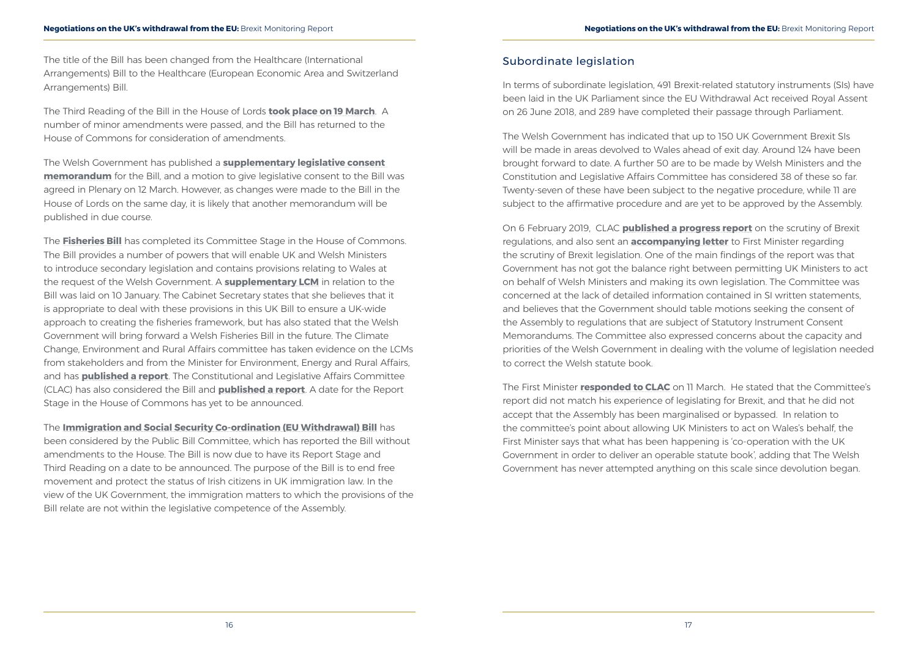The title of the Bill has been changed from the Healthcare (International Arrangements) Bill to the Healthcare (European Economic Area and Switzerland Arrangements) Bill.

The Third Reading of the Bill in the House of Lords **took place on 19 March**. A number of minor amendments were passed, and the Bill has returned to the House of Commons for consideration of amendments.

The Welsh Government has published a **supplementary legislative consent memorandum** for the Bill, and a motion to give legislative consent to the Bill was agreed in Plenary on 12 March. However, as changes were made to the Bill in the House of Lords on the same day, it is likely that another memorandum will be published in due course.

The **Fisheries Bill** has completed its Committee Stage in the House of Commons. The Bill provides a number of powers that will enable UK and Welsh Ministers to introduce secondary legislation and contains provisions relating to Wales at the request of the Welsh Government. A **supplementary LCM** in relation to the Bill was laid on 10 January. The Cabinet Secretary states that she believes that it is appropriate to deal with these provisions in this UK Bill to ensure a UK-wide approach to creating the fisheries framework, but has also stated that the Welsh Government will bring forward a Welsh Fisheries Bill in the future. The Climate Change, Environment and Rural Affairs committee has taken evidence on the LCMs from stakeholders and from the Minister for Environment, Energy and Rural Affairs, and has **published a report**. The Constitutional and Legislative Affairs Committee (CLAC) has also considered the Bill and **published a report**. A date for the Report Stage in the House of Commons has yet to be announced.

The **Immigration and Social Security Co-ordination (EU Withdrawal) Bill** has been considered by the Public Bill Committee, which has reported the Bill without amendments to the House. The Bill is now due to have its Report Stage and Third Reading on a date to be announced. The purpose of the Bill is to end free movement and protect the status of Irish citizens in UK immigration law. In the view of the UK Government, the immigration matters to which the provisions of the Bill relate are not within the legislative competence of the Assembly.

## Subordinate legislation

In terms of subordinate legislation, 491 Brexit-related statutory instruments (SIs) have been laid in the UK Parliament since the EU Withdrawal Act received Royal Assent on 26 June 2018, and 289 have completed their passage through Parliament.

The Welsh Government has indicated that up to 150 UK Government Brexit SIs will be made in areas devolved to Wales ahead of exit day. Around 124 have been brought forward to date. A further 50 are to be made by Welsh Ministers and the Constitution and Legislative Affairs Committee has considered 38 of these so far. Twenty-seven of these have been subject to the negative procedure, while 11 are subject to the affirmative procedure and are yet to be approved by the Assembly.

On 6 February 2019, CLAC **published a progress report** on the scrutiny of Brexit regulations, and also sent an **accompanying letter** to First Minister regarding the scrutiny of Brexit legislation. One of the main findings of the report was that Government has not got the balance right between permitting UK Ministers to act on behalf of Welsh Ministers and making its own legislation. The Committee was concerned at the lack of detailed information contained in SI written statements, and believes that the Government should table motions seeking the consent of the Assembly to regulations that are subject of Statutory Instrument Consent Memorandums. The Committee also expressed concerns about the capacity and priorities of the Welsh Government in dealing with the volume of legislation needed to correct the Welsh statute book.

The First Minister **responded to CLAC** on 11 March. He stated that the Committee's report did not match his experience of legislating for Brexit, and that he did not accept that the Assembly has been marginalised or bypassed. In relation to the committee's point about allowing UK Ministers to act on Wales's behalf, the First Minister says that what has been happening is 'co-operation with the UK Government in order to deliver an operable statute book', adding that The Welsh Government has never attempted anything on this scale since devolution began.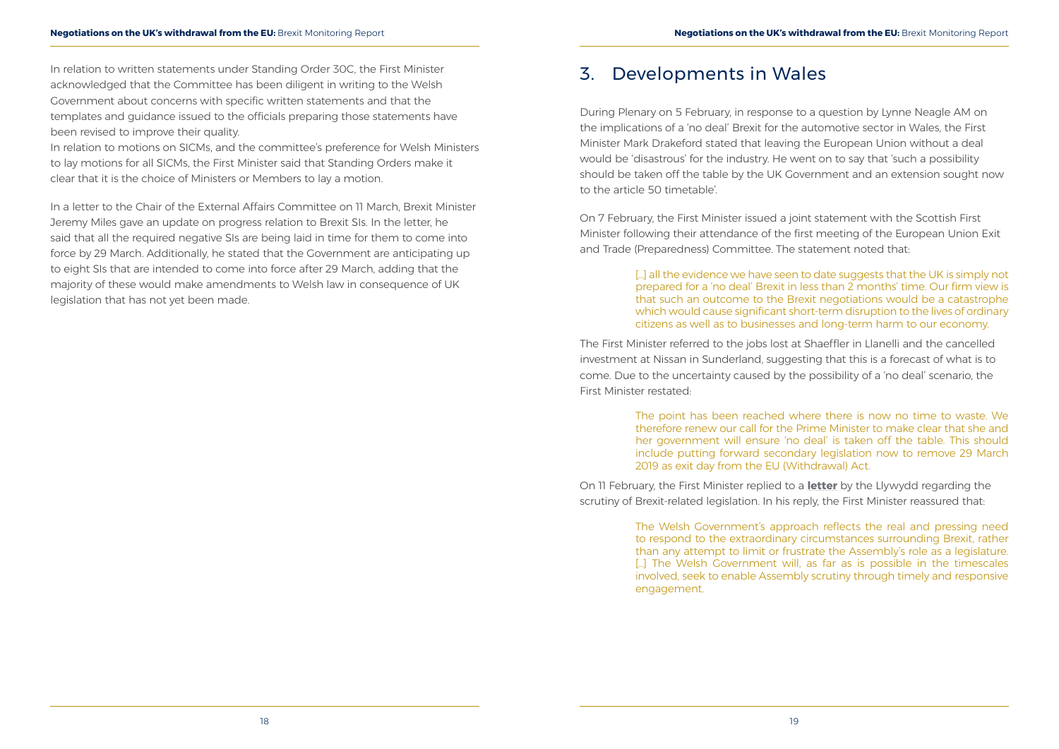In relation to written statements under Standing Order 30C, the First Minister acknowledged that the Committee has been diligent in writing to the Welsh Government about concerns with specific written statements and that the templates and guidance issued to the officials preparing those statements have been revised to improve their quality.

In relation to motions on SICMs, and the committee's preference for Welsh Ministers to lay motions for all SICMs, the First Minister said that Standing Orders make it clear that it is the choice of Ministers or Members to lay a motion.

In a letter to the Chair of the External Affairs Committee on 11 March, Brexit Minister Jeremy Miles gave an update on progress relation to Brexit SIs. In the letter, he said that all the required negative SIs are being laid in time for them to come into force by 29 March. Additionally, he stated that the Government are anticipating up to eight SIs that are intended to come into force after 29 March, adding that the majority of these would make amendments to Welsh law in consequence of UK legislation that has not yet been made.

# 3. Developments in Wales

During Plenary on 5 February, in response to a question by Lynne Neagle AM on the implications of a 'no deal' Brexit for the automotive sector in Wales, the First Minister Mark Drakeford stated that leaving the European Union without a deal would be 'disastrous' for the industry. He went on to say that 'such a possibility should be taken off the table by the UK Government and an extension sought now to the article 50 timetable'.

On 7 February, the First Minister issued a joint statement with the Scottish First Minister following their attendance of the first meeting of the European Union Exit and Trade (Preparedness) Committee. The statement noted that:

> [...] all the evidence we have seen to date suggests that the UK is simply not prepared for a 'no deal' Brexit in less than 2 months' time. Our firm view is that such an outcome to the Brexit negotiations would be a catastrophe which would cause significant short-term disruption to the lives of ordinary citizens as well as to businesses and long-term harm to our economy.

The First Minister referred to the jobs lost at Shaeffler in Llanelli and the cancelled investment at Nissan in Sunderland, suggesting that this is a forecast of what is to come. Due to the uncertainty caused by the possibility of a 'no deal' scenario, the First Minister restated:

> The point has been reached where there is now no time to waste. We therefore renew our call for the Prime Minister to make clear that she and her government will ensure 'no deal' is taken off the table. This should include putting forward secondary legislation now to remove 29 March 2019 as exit day from the EU (Withdrawal) Act.

On 11 February, the First Minister replied to a **letter** by the Llywydd regarding the scrutiny of Brexit-related legislation. In his reply, the First Minister reassured that:

> The Welsh Government's approach reflects the real and pressing need to respond to the extraordinary circumstances surrounding Brexit, rather than any attempt to limit or frustrate the Assembly's role as a legislature. [...] The Welsh Government will, as far as is possible in the timescales involved, seek to enable Assembly scrutiny through timely and responsive engagement.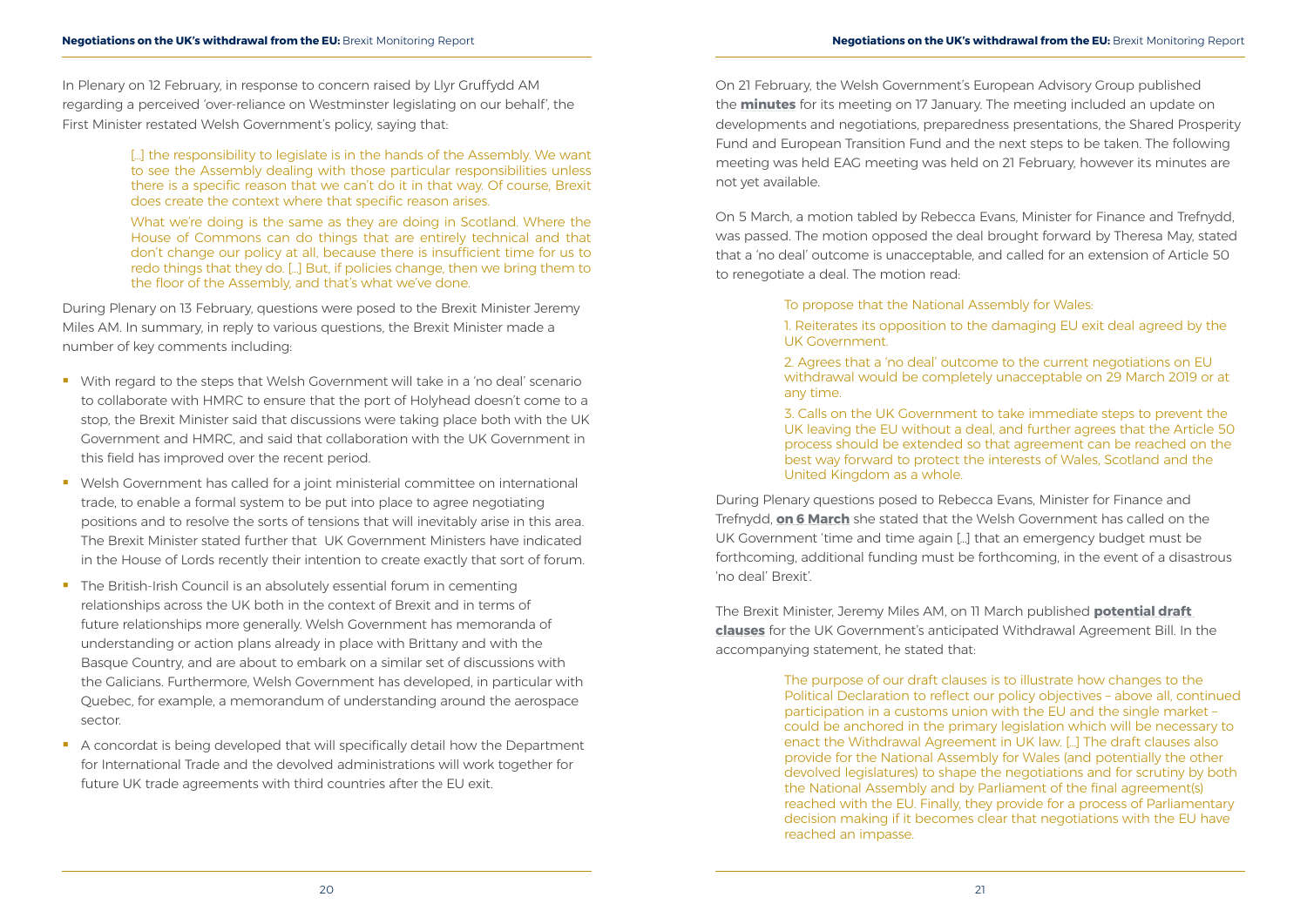In Plenary on 12 February, in response to concern raised by Llyr Gruffydd AM regarding a perceived 'over-reliance on Westminster legislating on our behalf', the First Minister restated Welsh Government's policy, saying that:

> [...] the responsibility to legislate is in the hands of the Assembly. We want to see the Assembly dealing with those particular responsibilities unless there is a specific reason that we can't do it in that way. Of course, Brexit does create the context where that specific reason arises.
>
> What we're doing is the same as they are doing in Scotland. Where the House of Commons can do things that are entirely technical and that don't change our policy at all, because there is insufficient time for us to redo things that they do. [...] But, if policies change, then we bring them to the floor of the Assembly, and that's what we've done.

During Plenary on 13 February, questions were posed to the Brexit Minister Jeremy Miles AM. In summary, in reply to various questions, the Brexit Minister made a number of key comments including:

- With regard to the steps that Welsh Government will take in a 'no deal' scenario to collaborate with HMRC to ensure that the port of Holyhead doesn't come to a stop, the Brexit Minister said that discussions were taking place both with the UK Government and HMRC, and said that collaboration with the UK Government in this field has improved over the recent period.
- Welsh Government has called for a joint ministerial committee on international trade, to enable a formal system to be put into place to agree negotiating positions and to resolve the sorts of tensions that will inevitably arise in this area. The Brexit Minister stated further that UK Government Ministers have indicated in the House of Lords recently their intention to create exactly that sort of forum.
- The British-Irish Council is an absolutely essential forum in cementing relationships across the UK both in the context of Brexit and in terms of future relationships more generally. Welsh Government has memoranda of understanding or action plans already in place with Brittany and with the Basque Country, and are about to embark on a similar set of discussions with the Galicians. Furthermore, Welsh Government has developed, in particular with Quebec, for example, a memorandum of understanding around the aerospace sector.
- A concordat is being developed that will specifically detail how the Department for International Trade and the devolved administrations will work together for future UK trade agreements with third countries after the EU exit.

On 21 February, the Welsh Government's European Advisory Group published the **minutes** for its meeting on 17 January. The meeting included an update on developments and negotiations, preparedness presentations, the Shared Prosperity Fund and European Transition Fund and the next steps to be taken. The following meeting was held EAG meeting was held on 21 February, however its minutes are not yet available.

On 5 March, a motion tabled by Rebecca Evans, Minister for Finance and Trefnydd, was passed. The motion opposed the deal brought forward by Theresa May, stated that a 'no deal' outcome is unacceptable, and called for an extension of Article 50 to renegotiate a deal. The motion read:

> To propose that the National Assembly for Wales:
>
> 1. Reiterates its opposition to the damaging EU exit deal agreed by the UK Government.
>
> 2. Agrees that a 'no deal' outcome to the current negotiations on EU withdrawal would be completely unacceptable on 29 March 2019 or at any time.
>
> 3. Calls on the UK Government to take immediate steps to prevent the UK leaving the EU without a deal, and further agrees that the Article 50 process should be extended so that agreement can be reached on the best way forward to protect the interests of Wales, Scotland and the United Kingdom as a whole.

During Plenary questions posed to Rebecca Evans, Minister for Finance and Trefnydd, **on 6 March** she stated that the Welsh Government has called on the UK Government 'time and time again [...] that an emergency budget must be forthcoming, additional funding must be forthcoming, in the event of a disastrous 'no deal' Brexit'.

The Brexit Minister, Jeremy Miles AM, on 11 March published **potential draft clauses** for the UK Government's anticipated Withdrawal Agreement Bill. In the accompanying statement, he stated that:

> The purpose of our draft clauses is to illustrate how changes to the Political Declaration to reflect our policy objectives – above all, continued participation in a customs union with the EU and the single market – could be anchored in the primary legislation which will be necessary to enact the Withdrawal Agreement in UK law. [...] The draft clauses also provide for the National Assembly for Wales (and potentially the other devolved legislatures) to shape the negotiations and for scrutiny by both the National Assembly and by Parliament of the final agreement(s) reached with the EU. Finally, they provide for a process of Parliamentary decision making if it becomes clear that negotiations with the EU have reached an impasse.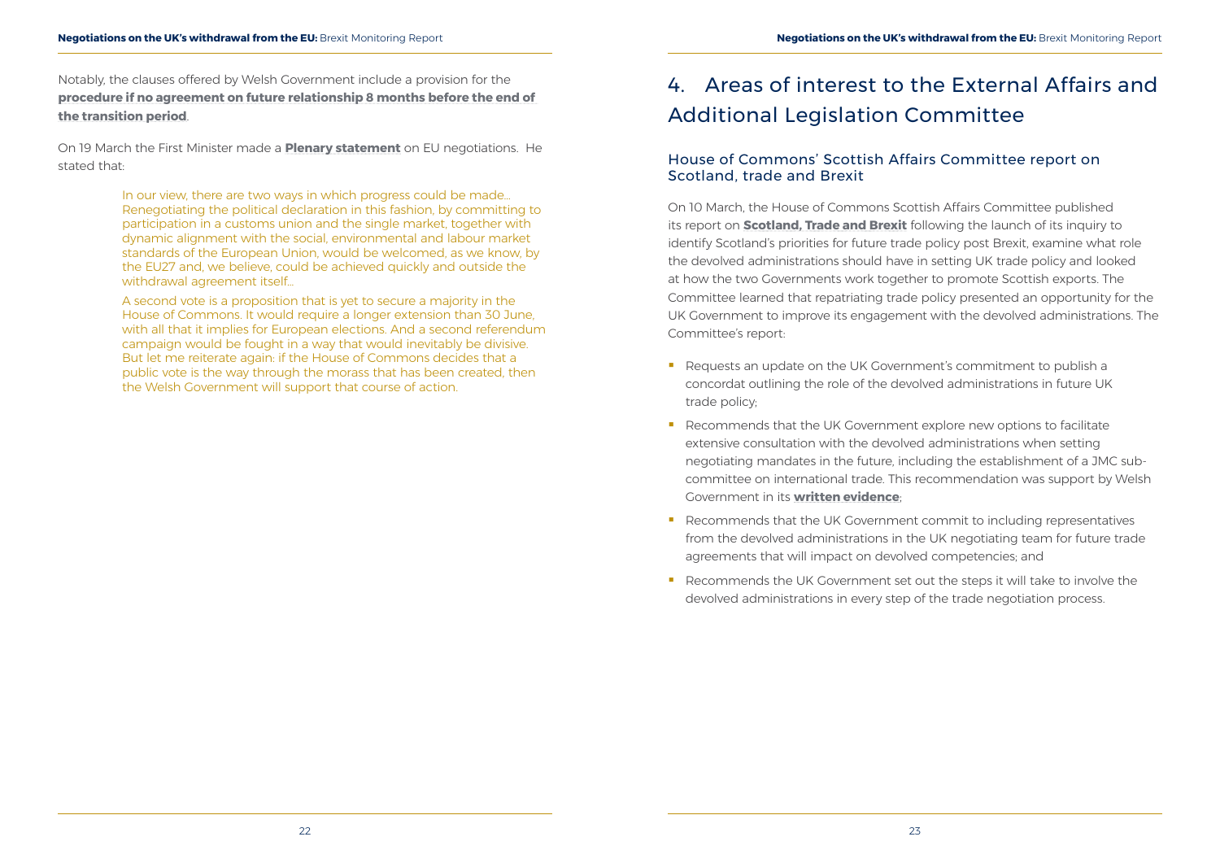Notably, the clauses offered by Welsh Government include a provision for the **procedure if no agreement on future relationship 8 months before the end of the transition period**.

On 19 March the First Minister made a **Plenary statement** on EU negotiations. He stated that:

> In our view, there are two ways in which progress could be made... Renegotiating the political declaration in this fashion, by committing to participation in a customs union and the single market, together with dynamic alignment with the social, environmental and labour market standards of the European Union, would be welcomed, as we know, by the EU27 and, we believe, could be achieved quickly and outside the withdrawal agreement itself...
>
> A second vote is a proposition that is yet to secure a majority in the House of Commons. It would require a longer extension than 30 June, with all that it implies for European elections. And a second referendum campaign would be fought in a way that would inevitably be divisive. But let me reiterate again: if the House of Commons decides that a public vote is the way through the morass that has been created, then the Welsh Government will support that course of action.

# 4. Areas of interest to the External Affairs and Additional Legislation Committee

## House of Commons' Scottish Affairs Committee report on Scotland, trade and Brexit

On 10 March, the House of Commons Scottish Affairs Committee published its report on **Scotland, Trade and Brexit** following the launch of its inquiry to identify Scotland's priorities for future trade policy post Brexit, examine what role the devolved administrations should have in setting UK trade policy and looked at how the two Governments work together to promote Scottish exports. The Committee learned that repatriating trade policy presented an opportunity for the UK Government to improve its engagement with the devolved administrations. The Committee's report:

- Requests an update on the UK Government's commitment to publish a concordat outlining the role of the devolved administrations in future UK trade policy;
- Recommends that the UK Government explore new options to facilitate extensive consultation with the devolved administrations when setting negotiating mandates in the future, including the establishment of a JMC sub-committee on international trade. This recommendation was support by Welsh Government in its **written evidence**;
- Recommends that the UK Government commit to including representatives from the devolved administrations in the UK negotiating team for future trade agreements that will impact on devolved competencies; and
- Recommends the UK Government set out the steps it will take to involve the devolved administrations in every step of the trade negotiation process.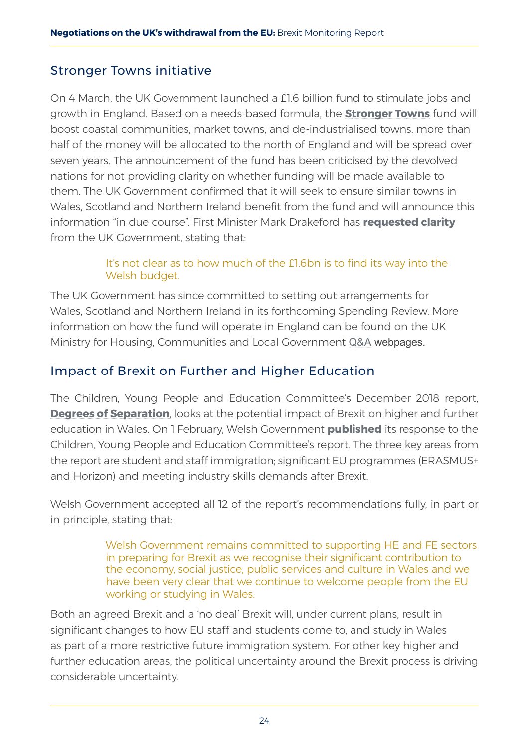## Stronger Towns initiative

On 4 March, the UK Government launched a £1.6 billion fund to stimulate jobs and growth in England. Based on a needs-based formula, the **Stronger Towns** fund will boost coastal communities, market towns, and de-industrialised towns. more than half of the money will be allocated to the north of England and will be spread over seven years. The announcement of the fund has been criticised by the devolved nations for not providing clarity on whether funding will be made available to them. The UK Government confirmed that it will seek to ensure similar towns in Wales, Scotland and Northern Ireland benefit from the fund and will announce this information "in due course". First Minister Mark Drakeford has **requested clarity** from the UK Government, stating that:

> It's not clear as to how much of the £1.6bn is to find its way into the Welsh budget.

The UK Government has since committed to setting out arrangements for Wales, Scotland and Northern Ireland in its forthcoming Spending Review. More information on how the fund will operate in England can be found on the UK Ministry for Housing, Communities and Local Government Q&A webpages.

## Impact of Brexit on Further and Higher Education

The Children, Young People and Education Committee's December 2018 report, **Degrees of Separation**, looks at the potential impact of Brexit on higher and further education in Wales. On 1 February, Welsh Government **published** its response to the Children, Young People and Education Committee's report. The three key areas from the report are student and staff immigration; significant EU programmes (ERASMUS+ and Horizon) and meeting industry skills demands after Brexit.

Welsh Government accepted all 12 of the report's recommendations fully, in part or in principle, stating that:

> Welsh Government remains committed to supporting HE and FE sectors in preparing for Brexit as we recognise their significant contribution to the economy, social justice, public services and culture in Wales and we have been very clear that we continue to welcome people from the EU working or studying in Wales.

Both an agreed Brexit and a 'no deal' Brexit will, under current plans, result in significant changes to how EU staff and students come to, and study in Wales as part of a more restrictive future immigration system. For other key higher and further education areas, the political uncertainty around the Brexit process is driving considerable uncertainty.